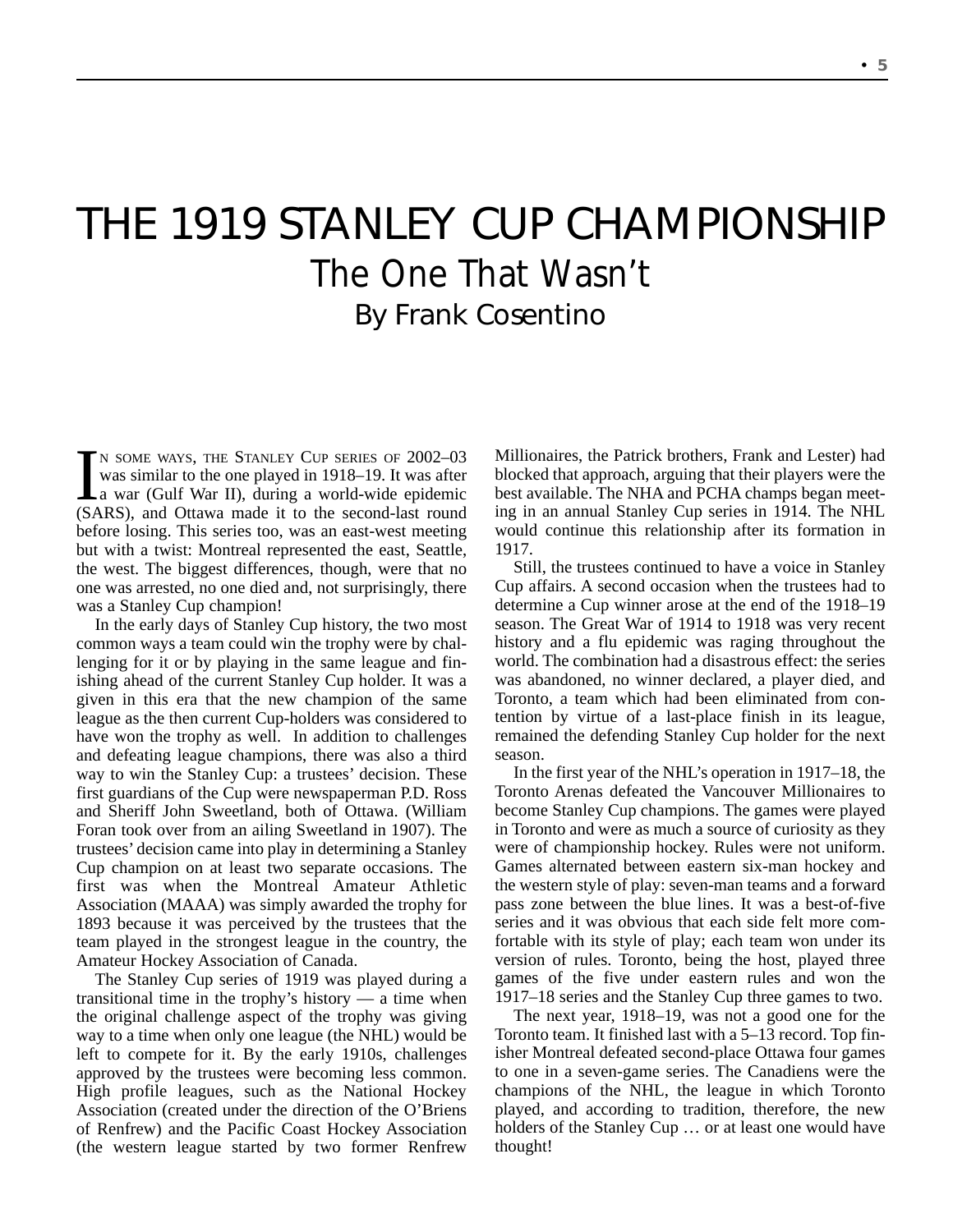# THE 1919 STANLEY CUP CHAMPIONSHIP

## The One That Wasn't

### By Frank Cosentino

In some ways, the Stanley Cup series of 2002–03 was similar to the one played in 1918–19. It was after a war (Gulf War II), during a world-wide epidemic (SARS), and Ottawa made it to the second-last round before losing. This series too, was an east-west meeting but with a twist: Montreal represented the east, Seattle, the west. The biggest differences, though, were that no one was arrested, no one died and, not surprisingly, there was a Stanley Cup champion!

In the early days of Stanley Cup history, the two most common ways a team could win the trophy were by challenging for it or by playing in the same league and finishing ahead of the current Stanley Cup holder. It was a given in this era that the new champion of the same league as the then current Cup-holders was considered to have won the trophy as well. In addition to challenges and defeating league champions, there was also a third way to win the Stanley Cup: a trustees' decision. These first guardians of the Cup were newspaperman P.D. Ross and Sheriff John Sweetland, both of Ottawa. (William Foran took over from an ailing Sweetland in 1907). The trustees' decision came into play in determining a Stanley Cup champion on at least two separate occasions. The first was when the Montreal Amateur Athletic Association (MAAA) was simply awarded the trophy for 1893 because it was perceived by the trustees that the team played in the strongest league in the country, the Amateur Hockey Association of Canada.

The Stanley Cup series of 1919 was played during a transitional time in the trophy's history — a time when the original challenge aspect of the trophy was giving way to a time when only one league (the NHL) would be left to compete for it. By the early 1910s, challenges approved by the trustees were becoming less common. High profile leagues, such as the National Hockey Association (created under the direction of the O'Briens of Renfrew) and the Pacific Coast Hockey Association (the western league started by two former Renfrew Millionaires, the Patrick brothers, Frank and Lester) had blocked that approach, arguing that their players were the best available. The NHA and PCHA champs began meeting in an annual Stanley Cup series in 1914. The NHL would continue this relationship after its formation in 1917.

Still, the trustees continued to have a voice in Stanley Cup affairs. A second occasion when the trustees had to determine a Cup winner arose at the end of the 1918–19 season. The Great War of 1914 to 1918 was very recent history and a flu epidemic was raging throughout the world. The combination had a disastrous effect: the series was abandoned, no winner declared, a player died, and Toronto, a team which had been eliminated from contention by virtue of a last-place finish in its league, remained the defending Stanley Cup holder for the next season.

In the first year of the NHL's operation in 1917–18, the Toronto Arenas defeated the Vancouver Millionaires to become Stanley Cup champions. The games were played in Toronto and were as much a source of curiosity as they were of championship hockey. Rules were not uniform. Games alternated between eastern six-man hockey and the western style of play: seven-man teams and a forward pass zone between the blue lines. It was a best-of-five series and it was obvious that each side felt more comfortable with its style of play; each team won under its version of rules. Toronto, being the host, played three games of the five under eastern rules and won the 1917–18 series and the Stanley Cup three games to two.

The next year, 1918–19, was not a good one for the Toronto team. It finished last with a 5–13 record. Top finisher Montreal defeated second-place Ottawa four games to one in a seven-game series. The Canadiens were the champions of the NHL, the league in which Toronto played, and according to tradition, therefore, the new holders of the Stanley Cup … or at least one would have thought!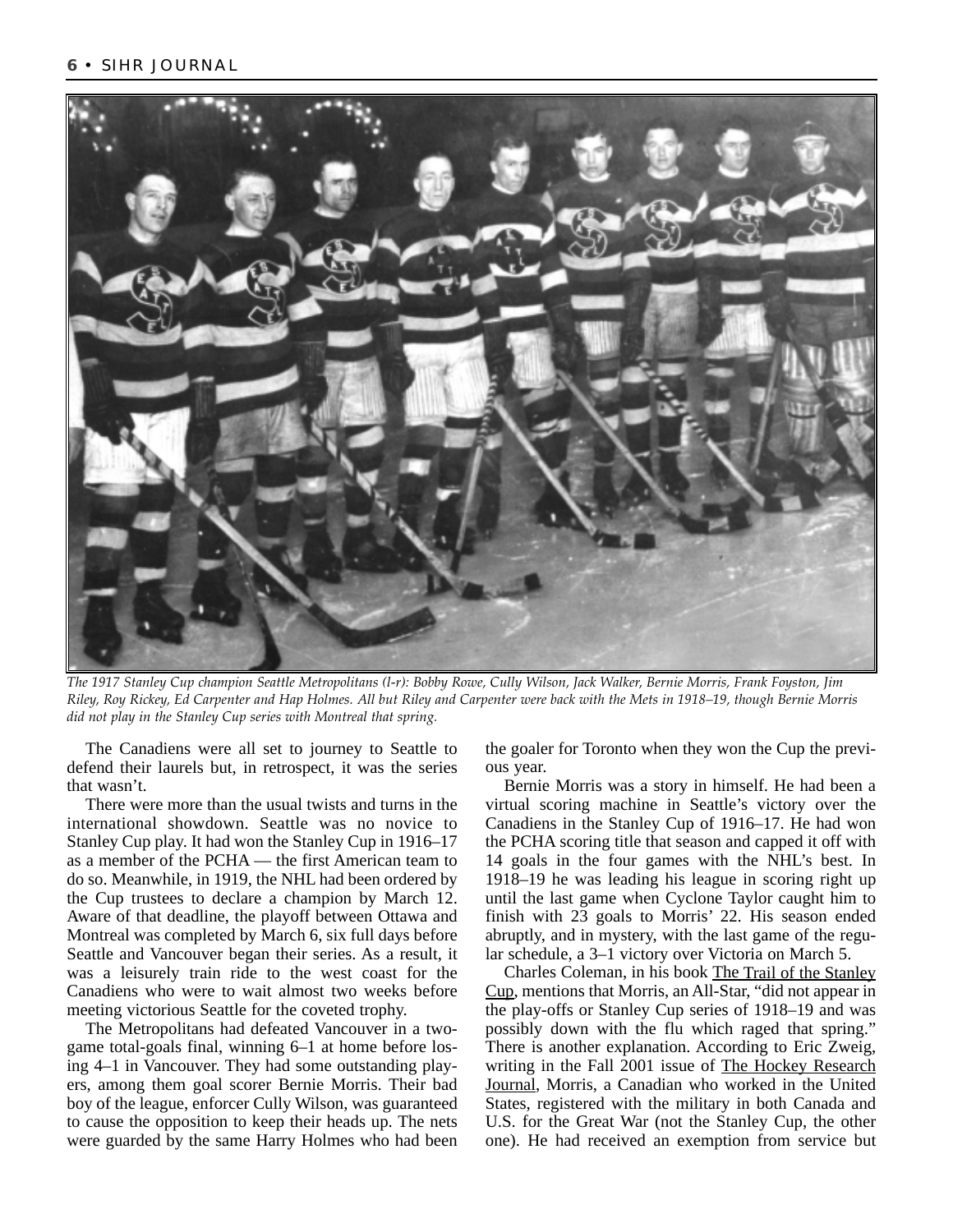*The 1917 Stanley Cup champion Seattle Metropolitans (l-r): Bobby Rowe, Cully Wilson, Jack Walker, Bernie Morris, Frank Foyston, Jim Riley, Roy Rickey, Ed Carpenter and Hap Holmes. All but Riley and Carpenter were back with the Mets in 1918–19, though Bernie Morris did not play in the Stanley Cup series with Montreal that spring.*

The Canadiens were all set to journey to Seattle to defend their laurels but, in retrospect, it was the series that wasn't.

There were more than the usual twists and turns in the international showdown. Seattle was no novice to Stanley Cup play. It had won the Stanley Cup in 1916–17 as a member of the PCHA — the first American team to do so. Meanwhile, in 1919, the NHL had been ordered by the Cup trustees to declare a champion by March 12. Aware of that deadline, the playoff between Ottawa and Montreal was completed by March 6, six full days before Seattle and Vancouver began their series. As a result, it was a leisurely train ride to the west coast for the Canadiens who were to wait almost two weeks before meeting victorious Seattle for the coveted trophy.

The Metropolitans had defeated Vancouver in a two-game total-goals final, winning 6–1 at home before losing 4–1 in Vancouver. They had some outstanding players, among them goal scorer Bernie Morris. Their bad boy of the league, enforcer Cully Wilson, was guaranteed to cause the opposition to keep their heads up. The nets were guarded by the same Harry Holmes who had been the goaler for Toronto when they won the Cup the previous year.

Bernie Morris was a story in himself. He had been a virtual scoring machine in Seattle's victory over the Canadiens in the Stanley Cup of 1916–17. He had won the PCHA scoring title that season and capped it off with 14 goals in the four games with the NHL's best. In 1918–19 he was leading his league in scoring right up until the last game when Cyclone Taylor caught him to finish with 23 goals to Morris' 22. His season ended abruptly, and in mystery, with the last game of the regular schedule, a 3–1 victory over Victoria on March 5.

Charles Coleman, in his book The Trail of the Stanley Cup, mentions that Morris, an All-Star, "did not appear in the play-offs or Stanley Cup series of 1918–19 and was possibly down with the flu which raged that spring." There is another explanation. According to Eric Zweig, writing in the Fall 2001 issue of The Hockey Research Journal, Morris, a Canadian who worked in the United States, registered with the military in both Canada and U.S. for the Great War (not the Stanley Cup, the other one). He had received an exemption from service but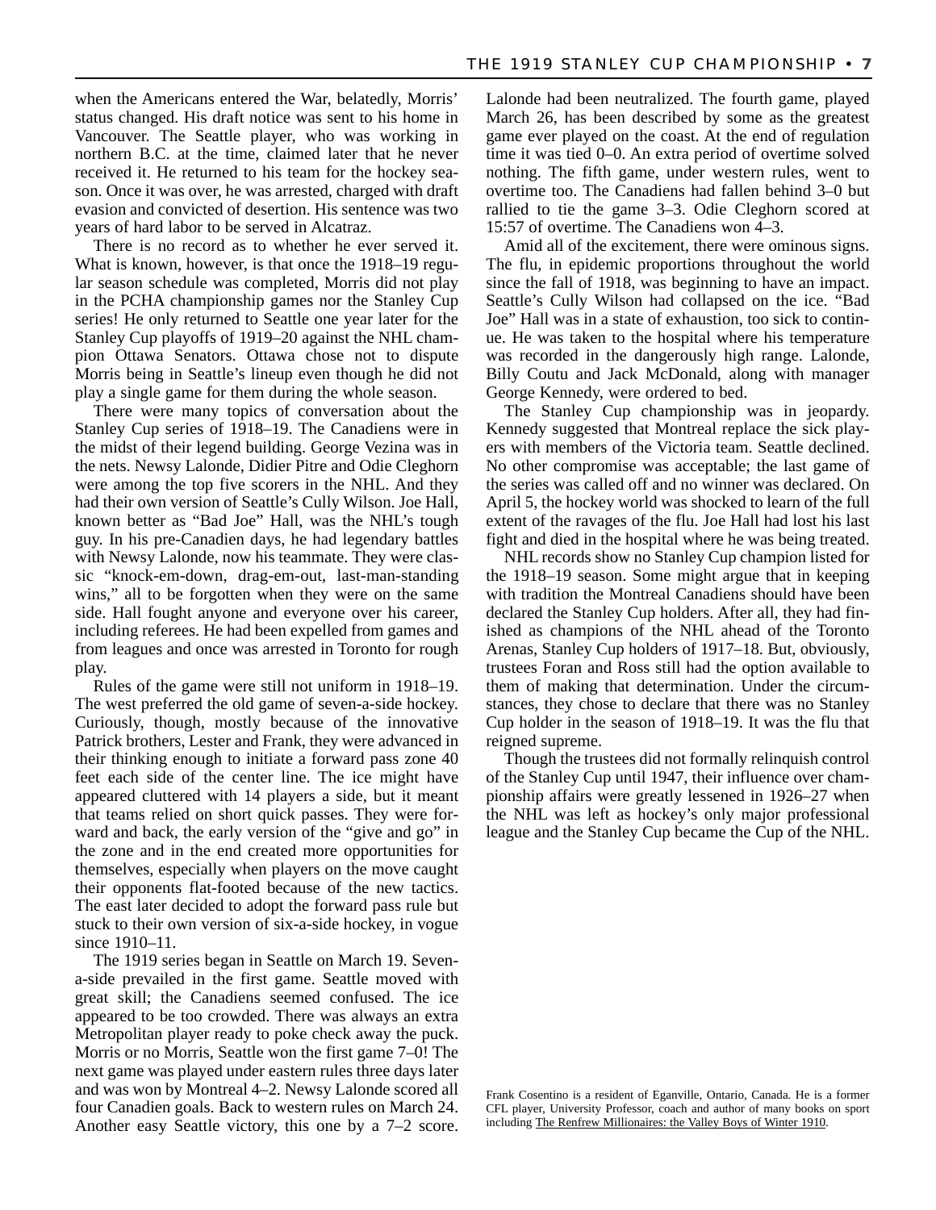when the Americans entered the War, belatedly, Morris' status changed. His draft notice was sent to his home in Vancouver. The Seattle player, who was working in northern B.C. at the time, claimed later that he never received it. He returned to his team for the hockey season. Once it was over, he was arrested, charged with draft evasion and convicted of desertion. His sentence was two years of hard labor to be served in Alcatraz.

There is no record as to whether he ever served it. What is known, however, is that once the 1918–19 regular season schedule was completed, Morris did not play in the PCHA championship games nor the Stanley Cup series! He only returned to Seattle one year later for the Stanley Cup playoffs of 1919–20 against the NHL champion Ottawa Senators. Ottawa chose not to dispute Morris being in Seattle's lineup even though he did not play a single game for them during the whole season.

There were many topics of conversation about the Stanley Cup series of 1918–19. The Canadiens were in the midst of their legend building. George Vezina was in the nets. Newsy Lalonde, Didier Pitre and Odie Cleghorn were among the top five scorers in the NHL. And they had their own version of Seattle's Cully Wilson. Joe Hall, known better as "Bad Joe" Hall, was the NHL's tough guy. In his pre-Canadien days, he had legendary battles with Newsy Lalonde, now his teammate. They were classic "knock-em-down, drag-em-out, last-man-standing wins," all to be forgotten when they were on the same side. Hall fought anyone and everyone over his career, including referees. He had been expelled from games and from leagues and once was arrested in Toronto for rough play.

Rules of the game were still not uniform in 1918–19. The west preferred the old game of seven-a-side hockey. Curiously, though, mostly because of the innovative Patrick brothers, Lester and Frank, they were advanced in their thinking enough to initiate a forward pass zone 40 feet each side of the center line. The ice might have appeared cluttered with 14 players a side, but it meant that teams relied on short quick passes. They were forward and back, the early version of the "give and go" in the zone and in the end created more opportunities for themselves, especially when players on the move caught their opponents flat-footed because of the new tactics. The east later decided to adopt the forward pass rule but stuck to their own version of six-a-side hockey, in vogue since 1910–11.

The 1919 series began in Seattle on March 19. Seven-a-side prevailed in the first game. Seattle moved with great skill; the Canadiens seemed confused. The ice appeared to be too crowded. There was always an extra Metropolitan player ready to poke check away the puck. Morris or no Morris, Seattle won the first game 7–0! The next game was played under eastern rules three days later and was won by Montreal 4–2. Newsy Lalonde scored all four Canadien goals. Back to western rules on March 24. Another easy Seattle victory, this one by a 7–2 score. Lalonde had been neutralized. The fourth game, played March 26, has been described by some as the greatest game ever played on the coast. At the end of regulation time it was tied 0–0. An extra period of overtime solved nothing. The fifth game, under western rules, went to overtime too. The Canadiens had fallen behind 3–0 but rallied to tie the game 3–3. Odie Cleghorn scored at 15:57 of overtime. The Canadiens won 4–3.

Amid all of the excitement, there were ominous signs. The flu, in epidemic proportions throughout the world since the fall of 1918, was beginning to have an impact. Seattle's Cully Wilson had collapsed on the ice. "Bad Joe" Hall was in a state of exhaustion, too sick to continue. He was taken to the hospital where his temperature was recorded in the dangerously high range. Lalonde, Billy Coutu and Jack McDonald, along with manager George Kennedy, were ordered to bed.

The Stanley Cup championship was in jeopardy. Kennedy suggested that Montreal replace the sick players with members of the Victoria team. Seattle declined. No other compromise was acceptable; the last game of the series was called off and no winner was declared. On April 5, the hockey world was shocked to learn of the full extent of the ravages of the flu. Joe Hall had lost his last fight and died in the hospital where he was being treated.

NHL records show no Stanley Cup champion listed for the 1918–19 season. Some might argue that in keeping with tradition the Montreal Canadiens should have been declared the Stanley Cup holders. After all, they had finished as champions of the NHL ahead of the Toronto Arenas, Stanley Cup holders of 1917–18. But, obviously, trustees Foran and Ross still had the option available to them of making that determination. Under the circumstances, they chose to declare that there was no Stanley Cup holder in the season of 1918–19. It was the flu that reigned supreme.

Though the trustees did not formally relinquish control of the Stanley Cup until 1947, their influence over championship affairs were greatly lessened in 1926–27 when the NHL was left as hockey's only major professional league and the Stanley Cup became the Cup of the NHL.

Frank Cosentino is a resident of Eganville, Ontario, Canada. He is a former CFL player, University Professor, coach and author of many books on sport including The Renfrew Millionaires: the Valley Boys of Winter 1910.